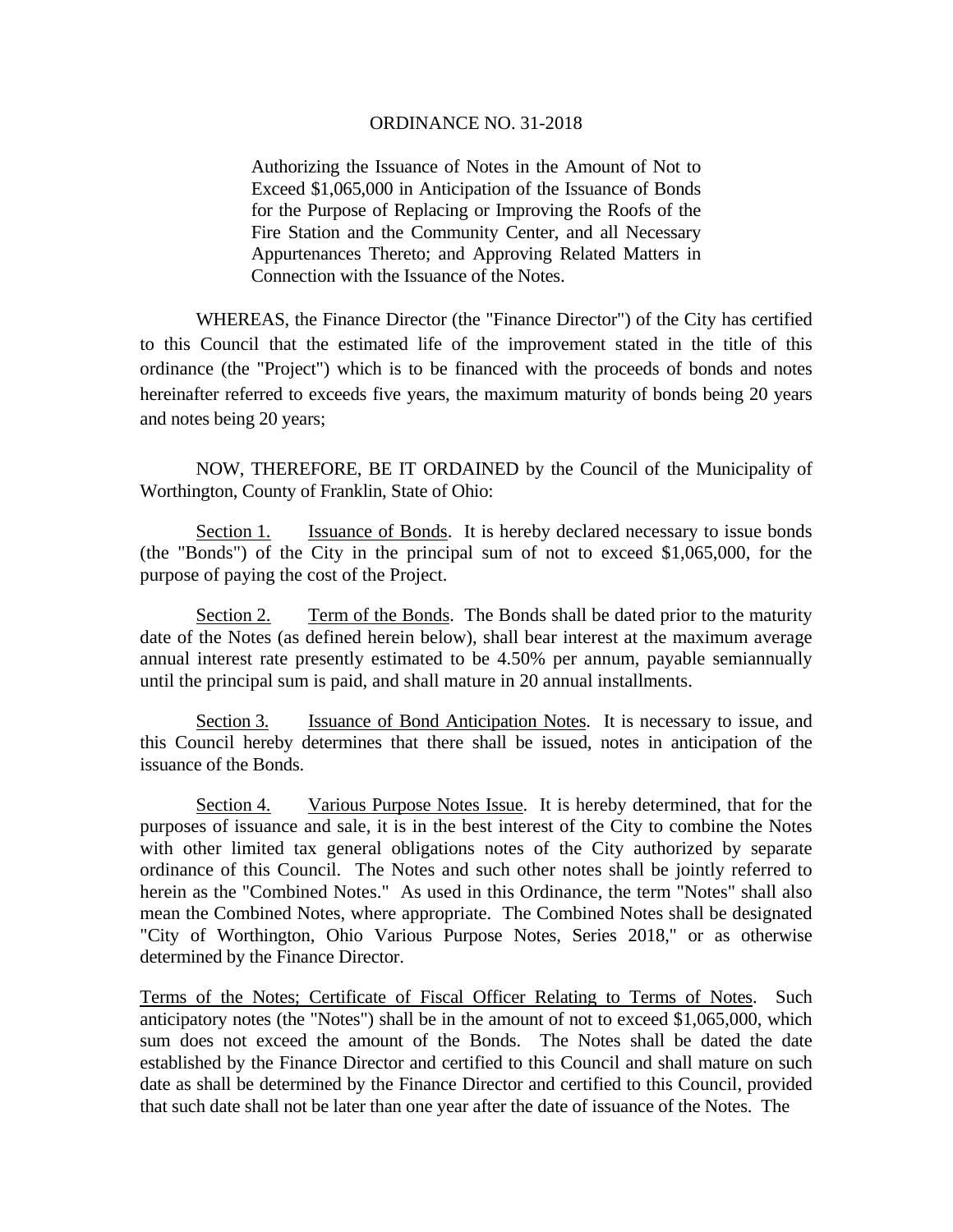# ORDINANCE NO. 31-2018

Authorizing the Issuance of Notes in the Amount of Not to Exceed $1,065,000 in Anticipation of the Issuance of Bonds for the Purpose of Replacing or Improving the Roofs of the Fire Station and the Community Center, and all Necessary Appurtenances Thereto; and Approving Related Matters in Connection with the Issuance of the Notes.

WHEREAS, the Finance Director (the "Finance Director") of the City has certified to this Council that the estimated life of the improvement stated in the title of this ordinance (the "Project") which is to be financed with the proceeds of bonds and notes hereinafter referred to exceeds five years, the maximum maturity of bonds being 20 years and notes being 20 years;

NOW, THEREFORE, BE IT ORDAINED by the Council of the Municipality of Worthington, County of Franklin, State of Ohio:

Section 1. Issuance of Bonds. It is hereby declared necessary to issue bonds (the "Bonds") of the City in the principal sum of not to exceed $1,065,000, for the purpose of paying the cost of the Project.

Section 2. Term of the Bonds. The Bonds shall be dated prior to the maturity date of the Notes (as defined herein below), shall bear interest at the maximum average annual interest rate presently estimated to be 4.50% per annum, payable semiannually until the principal sum is paid, and shall mature in 20 annual installments.

Section 3. Issuance of Bond Anticipation Notes. It is necessary to issue, and this Council hereby determines that there shall be issued, notes in anticipation of the issuance of the Bonds.

Section 4. Various Purpose Notes Issue. It is hereby determined, that for the purposes of issuance and sale, it is in the best interest of the City to combine the Notes with other limited tax general obligations notes of the City authorized by separate ordinance of this Council. The Notes and such other notes shall be jointly referred to herein as the "Combined Notes." As used in this Ordinance, the term "Notes" shall also mean the Combined Notes, where appropriate. The Combined Notes shall be designated "City of Worthington, Ohio Various Purpose Notes, Series 2018," or as otherwise determined by the Finance Director.

Terms of the Notes; Certificate of Fiscal Officer Relating to Terms of Notes. Such anticipatory notes (the "Notes") shall be in the amount of not to exceed $1,065,000, which sum does not exceed the amount of the Bonds. The Notes shall be dated the date established by the Finance Director and certified to this Council and shall mature on such date as shall be determined by the Finance Director and certified to this Council, provided that such date shall not be later than one year after the date of issuance of the Notes. The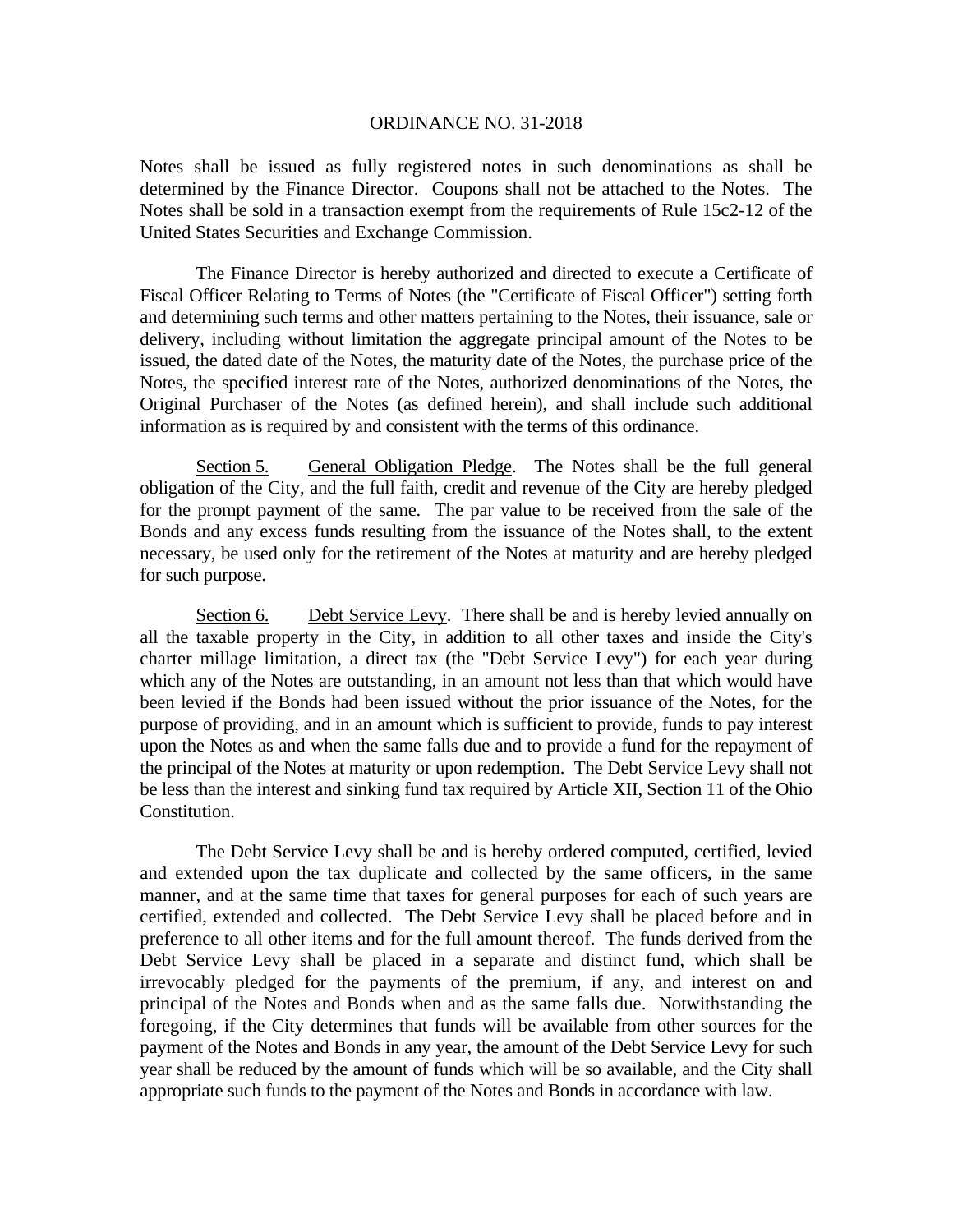Notes shall be issued as fully registered notes in such denominations as shall be determined by the Finance Director. Coupons shall not be attached to the Notes. The Notes shall be sold in a transaction exempt from the requirements of Rule 15c2-12 of the United States Securities and Exchange Commission.

The Finance Director is hereby authorized and directed to execute a Certificate of Fiscal Officer Relating to Terms of Notes (the "Certificate of Fiscal Officer") setting forth and determining such terms and other matters pertaining to the Notes, their issuance, sale or delivery, including without limitation the aggregate principal amount of the Notes to be issued, the dated date of the Notes, the maturity date of the Notes, the purchase price of the Notes, the specified interest rate of the Notes, authorized denominations of the Notes, the Original Purchaser of the Notes (as defined herein), and shall include such additional information as is required by and consistent with the terms of this ordinance.

Section 5. General Obligation Pledge. The Notes shall be the full general obligation of the City, and the full faith, credit and revenue of the City are hereby pledged for the prompt payment of the same. The par value to be received from the sale of the Bonds and any excess funds resulting from the issuance of the Notes shall, to the extent necessary, be used only for the retirement of the Notes at maturity and are hereby pledged for such purpose.

Section 6. Debt Service Levy. There shall be and is hereby levied annually on all the taxable property in the City, in addition to all other taxes and inside the City's charter millage limitation, a direct tax (the "Debt Service Levy") for each year during which any of the Notes are outstanding, in an amount not less than that which would have been levied if the Bonds had been issued without the prior issuance of the Notes, for the purpose of providing, and in an amount which is sufficient to provide, funds to pay interest upon the Notes as and when the same falls due and to provide a fund for the repayment of the principal of the Notes at maturity or upon redemption. The Debt Service Levy shall not be less than the interest and sinking fund tax required by Article XII, Section 11 of the Ohio Constitution.

The Debt Service Levy shall be and is hereby ordered computed, certified, levied and extended upon the tax duplicate and collected by the same officers, in the same manner, and at the same time that taxes for general purposes for each of such years are certified, extended and collected. The Debt Service Levy shall be placed before and in preference to all other items and for the full amount thereof. The funds derived from the Debt Service Levy shall be placed in a separate and distinct fund, which shall be irrevocably pledged for the payments of the premium, if any, and interest on and principal of the Notes and Bonds when and as the same falls due. Notwithstanding the foregoing, if the City determines that funds will be available from other sources for the payment of the Notes and Bonds in any year, the amount of the Debt Service Levy for such year shall be reduced by the amount of funds which will be so available, and the City shall appropriate such funds to the payment of the Notes and Bonds in accordance with law.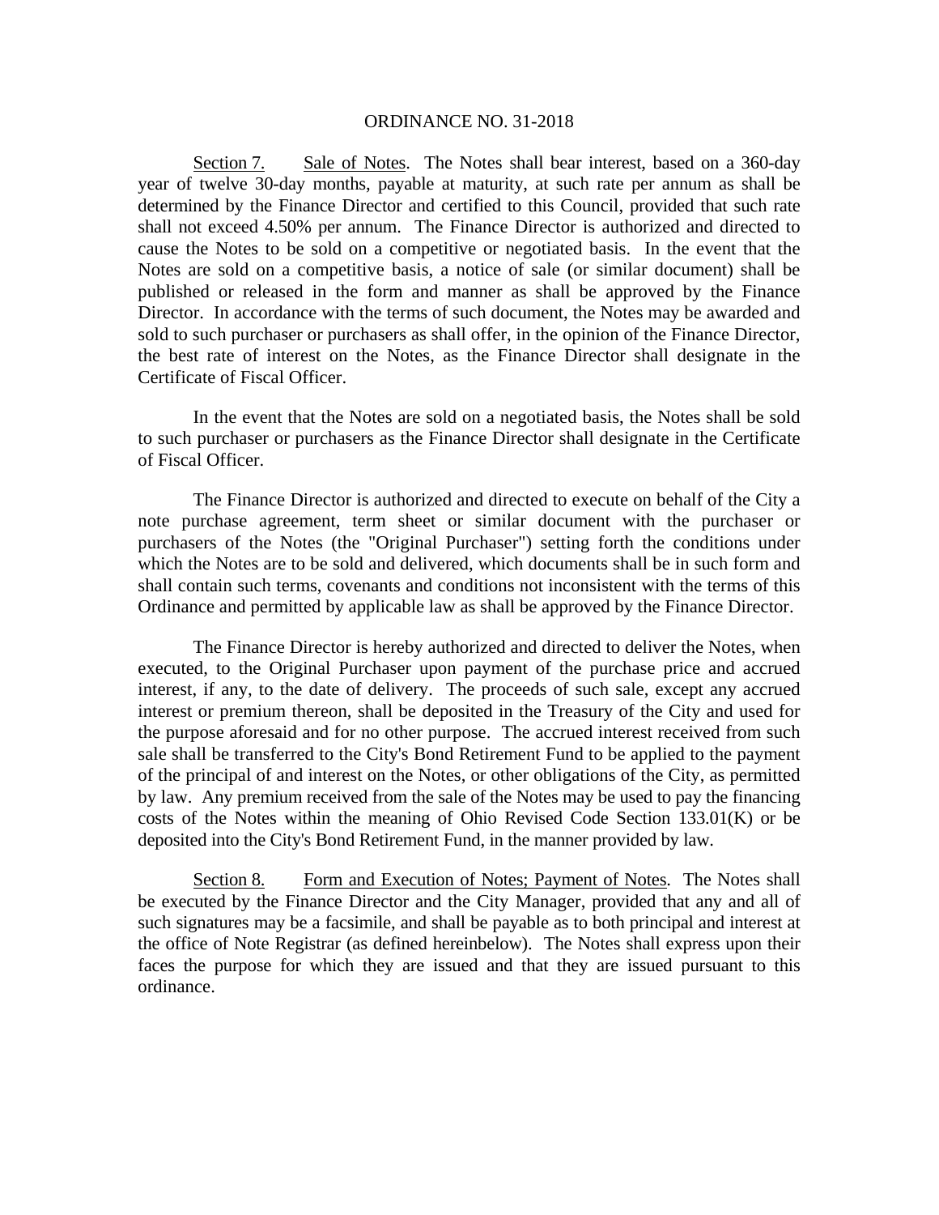ORDINANCE NO. 31-2018

Section 7. Sale of Notes. The Notes shall bear interest, based on a 360-day year of twelve 30-day months, payable at maturity, at such rate per annum as shall be determined by the Finance Director and certified to this Council, provided that such rate shall not exceed 4.50% per annum. The Finance Director is authorized and directed to cause the Notes to be sold on a competitive or negotiated basis. In the event that the Notes are sold on a competitive basis, a notice of sale (or similar document) shall be published or released in the form and manner as shall be approved by the Finance Director. In accordance with the terms of such document, the Notes may be awarded and sold to such purchaser or purchasers as shall offer, in the opinion of the Finance Director, the best rate of interest on the Notes, as the Finance Director shall designate in the Certificate of Fiscal Officer.

In the event that the Notes are sold on a negotiated basis, the Notes shall be sold to such purchaser or purchasers as the Finance Director shall designate in the Certificate of Fiscal Officer.

The Finance Director is authorized and directed to execute on behalf of the City a note purchase agreement, term sheet or similar document with the purchaser or purchasers of the Notes (the "Original Purchaser") setting forth the conditions under which the Notes are to be sold and delivered, which documents shall be in such form and shall contain such terms, covenants and conditions not inconsistent with the terms of this Ordinance and permitted by applicable law as shall be approved by the Finance Director.

The Finance Director is hereby authorized and directed to deliver the Notes, when executed, to the Original Purchaser upon payment of the purchase price and accrued interest, if any, to the date of delivery. The proceeds of such sale, except any accrued interest or premium thereon, shall be deposited in the Treasury of the City and used for the purpose aforesaid and for no other purpose. The accrued interest received from such sale shall be transferred to the City's Bond Retirement Fund to be applied to the payment of the principal of and interest on the Notes, or other obligations of the City, as permitted by law. Any premium received from the sale of the Notes may be used to pay the financing costs of the Notes within the meaning of Ohio Revised Code Section 133.01(K) or be deposited into the City's Bond Retirement Fund, in the manner provided by law.

Section 8. Form and Execution of Notes; Payment of Notes. The Notes shall be executed by the Finance Director and the City Manager, provided that any and all of such signatures may be a facsimile, and shall be payable as to both principal and interest at the office of Note Registrar (as defined hereinbelow). The Notes shall express upon their faces the purpose for which they are issued and that they are issued pursuant to this ordinance.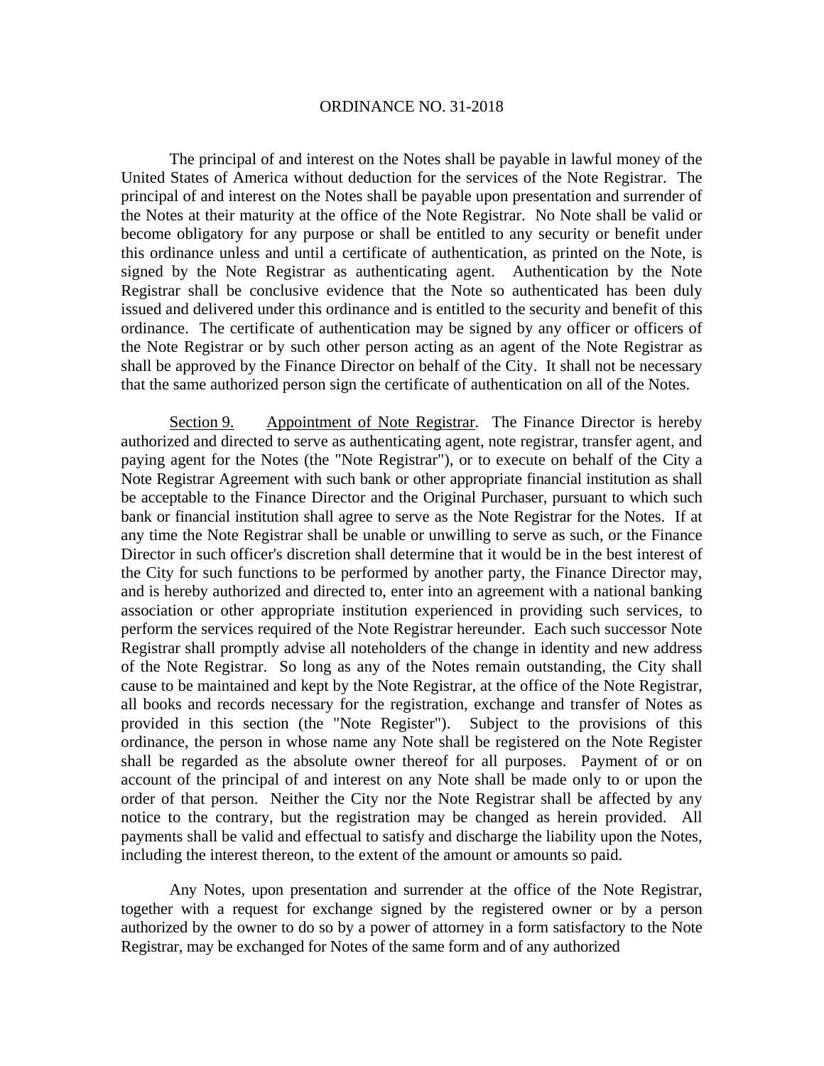The principal of and interest on the Notes shall be payable in lawful money of the United States of America without deduction for the services of the Note Registrar. The principal of and interest on the Notes shall be payable upon presentation and surrender of the Notes at their maturity at the office of the Note Registrar. No Note shall be valid or become obligatory for any purpose or shall be entitled to any security or benefit under this ordinance unless and until a certificate of authentication, as printed on the Note, is signed by the Note Registrar as authenticating agent. Authentication by the Note Registrar shall be conclusive evidence that the Note so authenticated has been duly issued and delivered under this ordinance and is entitled to the security and benefit of this ordinance. The certificate of authentication may be signed by any officer or officers of the Note Registrar or by such other person acting as an agent of the Note Registrar as shall be approved by the Finance Director on behalf of the City. It shall not be necessary that the same authorized person sign the certificate of authentication on all of the Notes.

Section 9. Appointment of Note Registrar. The Finance Director is hereby authorized and directed to serve as authenticating agent, note registrar, transfer agent, and paying agent for the Notes (the "Note Registrar"), or to execute on behalf of the City a Note Registrar Agreement with such bank or other appropriate financial institution as shall be acceptable to the Finance Director and the Original Purchaser, pursuant to which such bank or financial institution shall agree to serve as the Note Registrar for the Notes. If at any time the Note Registrar shall be unable or unwilling to serve as such, or the Finance Director in such officer's discretion shall determine that it would be in the best interest of the City for such functions to be performed by another party, the Finance Director may, and is hereby authorized and directed to, enter into an agreement with a national banking association or other appropriate institution experienced in providing such services, to perform the services required of the Note Registrar hereunder. Each such successor Note Registrar shall promptly advise all noteholders of the change in identity and new address of the Note Registrar. So long as any of the Notes remain outstanding, the City shall cause to be maintained and kept by the Note Registrar, at the office of the Note Registrar, all books and records necessary for the registration, exchange and transfer of Notes as provided in this section (the "Note Register"). Subject to the provisions of this ordinance, the person in whose name any Note shall be registered on the Note Register shall be regarded as the absolute owner thereof for all purposes. Payment of or on account of the principal of and interest on any Note shall be made only to or upon the order of that person. Neither the City nor the Note Registrar shall be affected by any notice to the contrary, but the registration may be changed as herein provided. All payments shall be valid and effectual to satisfy and discharge the liability upon the Notes, including the interest thereon, to the extent of the amount or amounts so paid.

Any Notes, upon presentation and surrender at the office of the Note Registrar, together with a request for exchange signed by the registered owner or by a person authorized by the owner to do so by a power of attorney in a form satisfactory to the Note Registrar, may be exchanged for Notes of the same form and of any authorized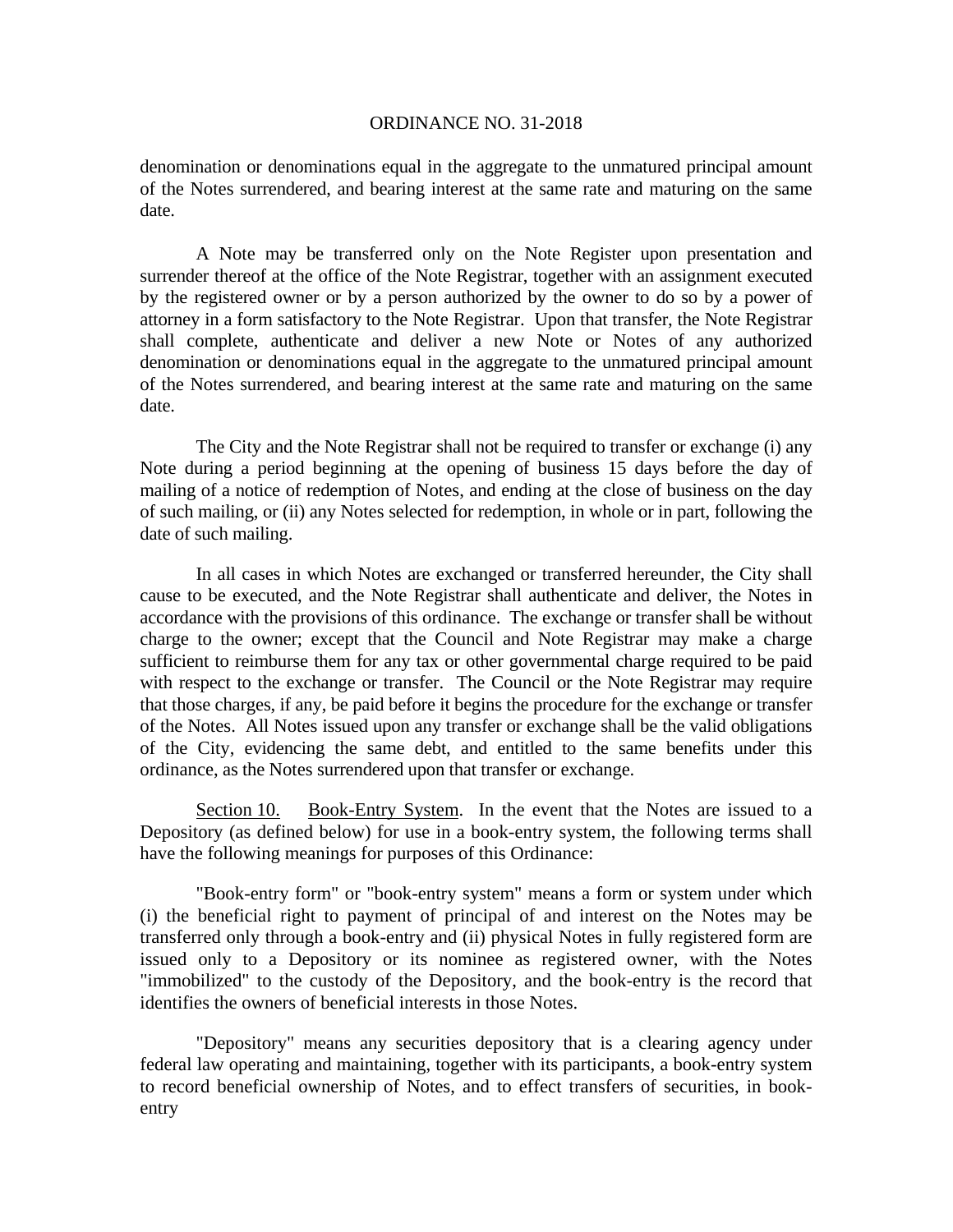denomination or denominations equal in the aggregate to the unmatured principal amount of the Notes surrendered, and bearing interest at the same rate and maturing on the same date.

A Note may be transferred only on the Note Register upon presentation and surrender thereof at the office of the Note Registrar, together with an assignment executed by the registered owner or by a person authorized by the owner to do so by a power of attorney in a form satisfactory to the Note Registrar. Upon that transfer, the Note Registrar shall complete, authenticate and deliver a new Note or Notes of any authorized denomination or denominations equal in the aggregate to the unmatured principal amount of the Notes surrendered, and bearing interest at the same rate and maturing on the same date.

The City and the Note Registrar shall not be required to transfer or exchange (i) any Note during a period beginning at the opening of business 15 days before the day of mailing of a notice of redemption of Notes, and ending at the close of business on the day of such mailing, or (ii) any Notes selected for redemption, in whole or in part, following the date of such mailing.

In all cases in which Notes are exchanged or transferred hereunder, the City shall cause to be executed, and the Note Registrar shall authenticate and deliver, the Notes in accordance with the provisions of this ordinance. The exchange or transfer shall be without charge to the owner; except that the Council and Note Registrar may make a charge sufficient to reimburse them for any tax or other governmental charge required to be paid with respect to the exchange or transfer. The Council or the Note Registrar may require that those charges, if any, be paid before it begins the procedure for the exchange or transfer of the Notes. All Notes issued upon any transfer or exchange shall be the valid obligations of the City, evidencing the same debt, and entitled to the same benefits under this ordinance, as the Notes surrendered upon that transfer or exchange.

Section 10. Book-Entry System. In the event that the Notes are issued to a Depository (as defined below) for use in a book-entry system, the following terms shall have the following meanings for purposes of this Ordinance:

"Book-entry form" or "book-entry system" means a form or system under which (i) the beneficial right to payment of principal of and interest on the Notes may be transferred only through a book-entry and (ii) physical Notes in fully registered form are issued only to a Depository or its nominee as registered owner, with the Notes "immobilized" to the custody of the Depository, and the book-entry is the record that identifies the owners of beneficial interests in those Notes.

"Depository" means any securities depository that is a clearing agency under federal law operating and maintaining, together with its participants, a book-entry system to record beneficial ownership of Notes, and to effect transfers of securities, in book-entry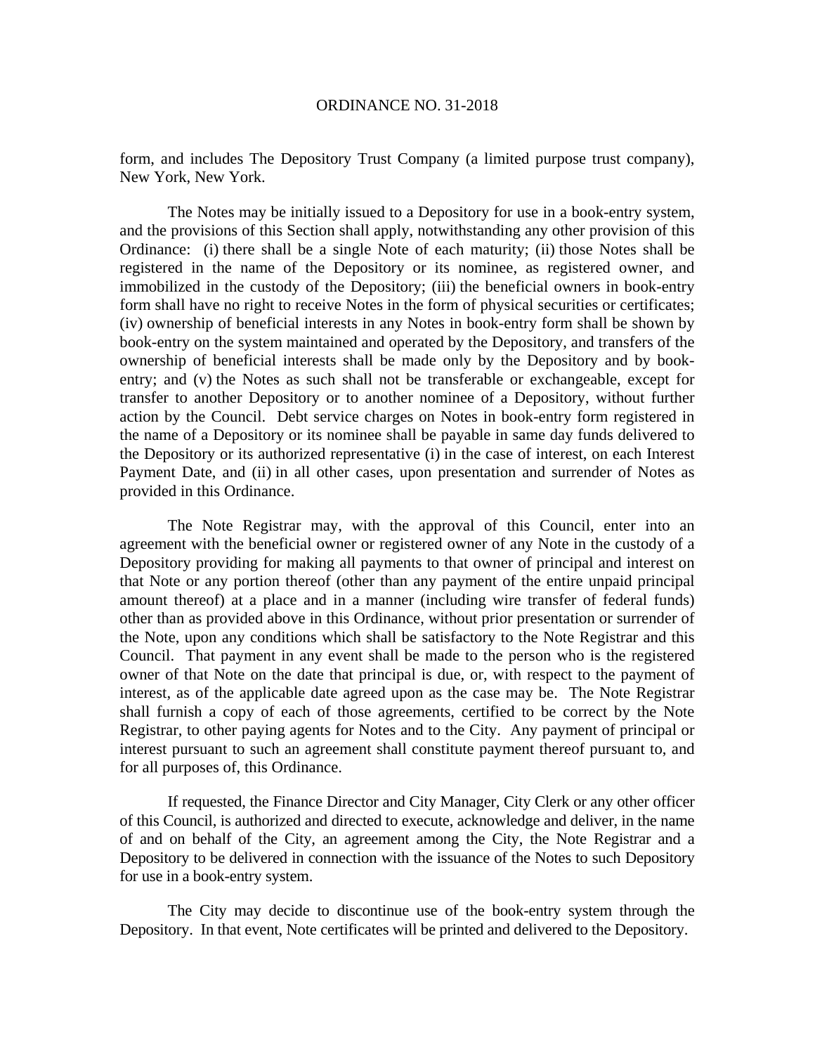form, and includes The Depository Trust Company (a limited purpose trust company), New York, New York.

The Notes may be initially issued to a Depository for use in a book-entry system, and the provisions of this Section shall apply, notwithstanding any other provision of this Ordinance: (i) there shall be a single Note of each maturity; (ii) those Notes shall be registered in the name of the Depository or its nominee, as registered owner, and immobilized in the custody of the Depository; (iii) the beneficial owners in book-entry form shall have no right to receive Notes in the form of physical securities or certificates; (iv) ownership of beneficial interests in any Notes in book-entry form shall be shown by book-entry on the system maintained and operated by the Depository, and transfers of the ownership of beneficial interests shall be made only by the Depository and by book-entry; and (v) the Notes as such shall not be transferable or exchangeable, except for transfer to another Depository or to another nominee of a Depository, without further action by the Council. Debt service charges on Notes in book-entry form registered in the name of a Depository or its nominee shall be payable in same day funds delivered to the Depository or its authorized representative (i) in the case of interest, on each Interest Payment Date, and (ii) in all other cases, upon presentation and surrender of Notes as provided in this Ordinance.

The Note Registrar may, with the approval of this Council, enter into an agreement with the beneficial owner or registered owner of any Note in the custody of a Depository providing for making all payments to that owner of principal and interest on that Note or any portion thereof (other than any payment of the entire unpaid principal amount thereof) at a place and in a manner (including wire transfer of federal funds) other than as provided above in this Ordinance, without prior presentation or surrender of the Note, upon any conditions which shall be satisfactory to the Note Registrar and this Council. That payment in any event shall be made to the person who is the registered owner of that Note on the date that principal is due, or, with respect to the payment of interest, as of the applicable date agreed upon as the case may be. The Note Registrar shall furnish a copy of each of those agreements, certified to be correct by the Note Registrar, to other paying agents for Notes and to the City. Any payment of principal or interest pursuant to such an agreement shall constitute payment thereof pursuant to, and for all purposes of, this Ordinance.

If requested, the Finance Director and City Manager, City Clerk or any other officer of this Council, is authorized and directed to execute, acknowledge and deliver, in the name of and on behalf of the City, an agreement among the City, the Note Registrar and a Depository to be delivered in connection with the issuance of the Notes to such Depository for use in a book-entry system.

The City may decide to discontinue use of the book-entry system through the Depository. In that event, Note certificates will be printed and delivered to the Depository.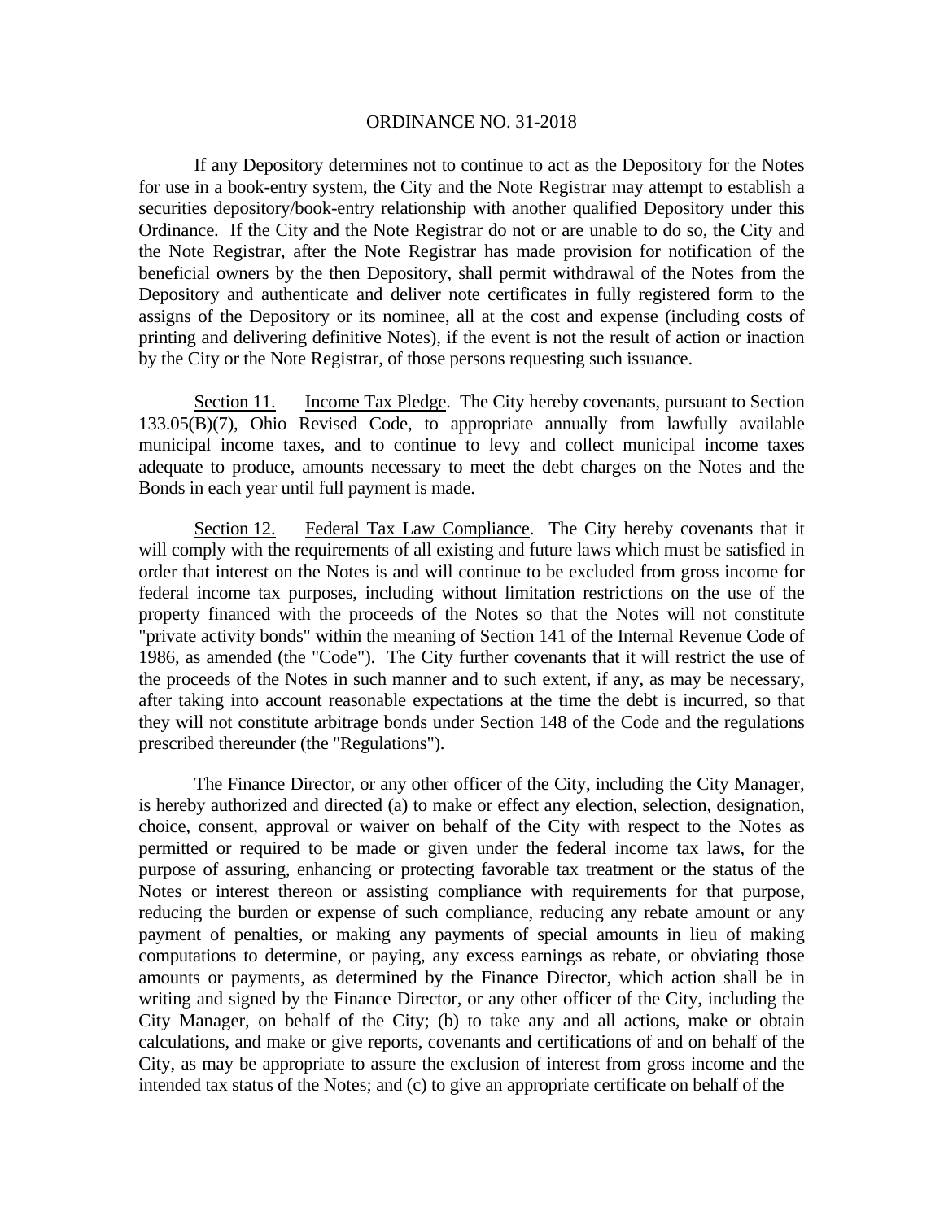If any Depository determines not to continue to act as the Depository for the Notes for use in a book-entry system, the City and the Note Registrar may attempt to establish a securities depository/book-entry relationship with another qualified Depository under this Ordinance. If the City and the Note Registrar do not or are unable to do so, the City and the Note Registrar, after the Note Registrar has made provision for notification of the beneficial owners by the then Depository, shall permit withdrawal of the Notes from the Depository and authenticate and deliver note certificates in fully registered form to the assigns of the Depository or its nominee, all at the cost and expense (including costs of printing and delivering definitive Notes), if the event is not the result of action or inaction by the City or the Note Registrar, of those persons requesting such issuance.

Section 11. Income Tax Pledge. The City hereby covenants, pursuant to Section 133.05(B)(7), Ohio Revised Code, to appropriate annually from lawfully available municipal income taxes, and to continue to levy and collect municipal income taxes adequate to produce, amounts necessary to meet the debt charges on the Notes and the Bonds in each year until full payment is made.

Section 12. Federal Tax Law Compliance. The City hereby covenants that it will comply with the requirements of all existing and future laws which must be satisfied in order that interest on the Notes is and will continue to be excluded from gross income for federal income tax purposes, including without limitation restrictions on the use of the property financed with the proceeds of the Notes so that the Notes will not constitute "private activity bonds" within the meaning of Section 141 of the Internal Revenue Code of 1986, as amended (the "Code"). The City further covenants that it will restrict the use of the proceeds of the Notes in such manner and to such extent, if any, as may be necessary, after taking into account reasonable expectations at the time the debt is incurred, so that they will not constitute arbitrage bonds under Section 148 of the Code and the regulations prescribed thereunder (the "Regulations").

The Finance Director, or any other officer of the City, including the City Manager, is hereby authorized and directed (a) to make or effect any election, selection, designation, choice, consent, approval or waiver on behalf of the City with respect to the Notes as permitted or required to be made or given under the federal income tax laws, for the purpose of assuring, enhancing or protecting favorable tax treatment or the status of the Notes or interest thereon or assisting compliance with requirements for that purpose, reducing the burden or expense of such compliance, reducing any rebate amount or any payment of penalties, or making any payments of special amounts in lieu of making computations to determine, or paying, any excess earnings as rebate, or obviating those amounts or payments, as determined by the Finance Director, which action shall be in writing and signed by the Finance Director, or any other officer of the City, including the City Manager, on behalf of the City; (b) to take any and all actions, make or obtain calculations, and make or give reports, covenants and certifications of and on behalf of the City, as may be appropriate to assure the exclusion of interest from gross income and the intended tax status of the Notes; and (c) to give an appropriate certificate on behalf of the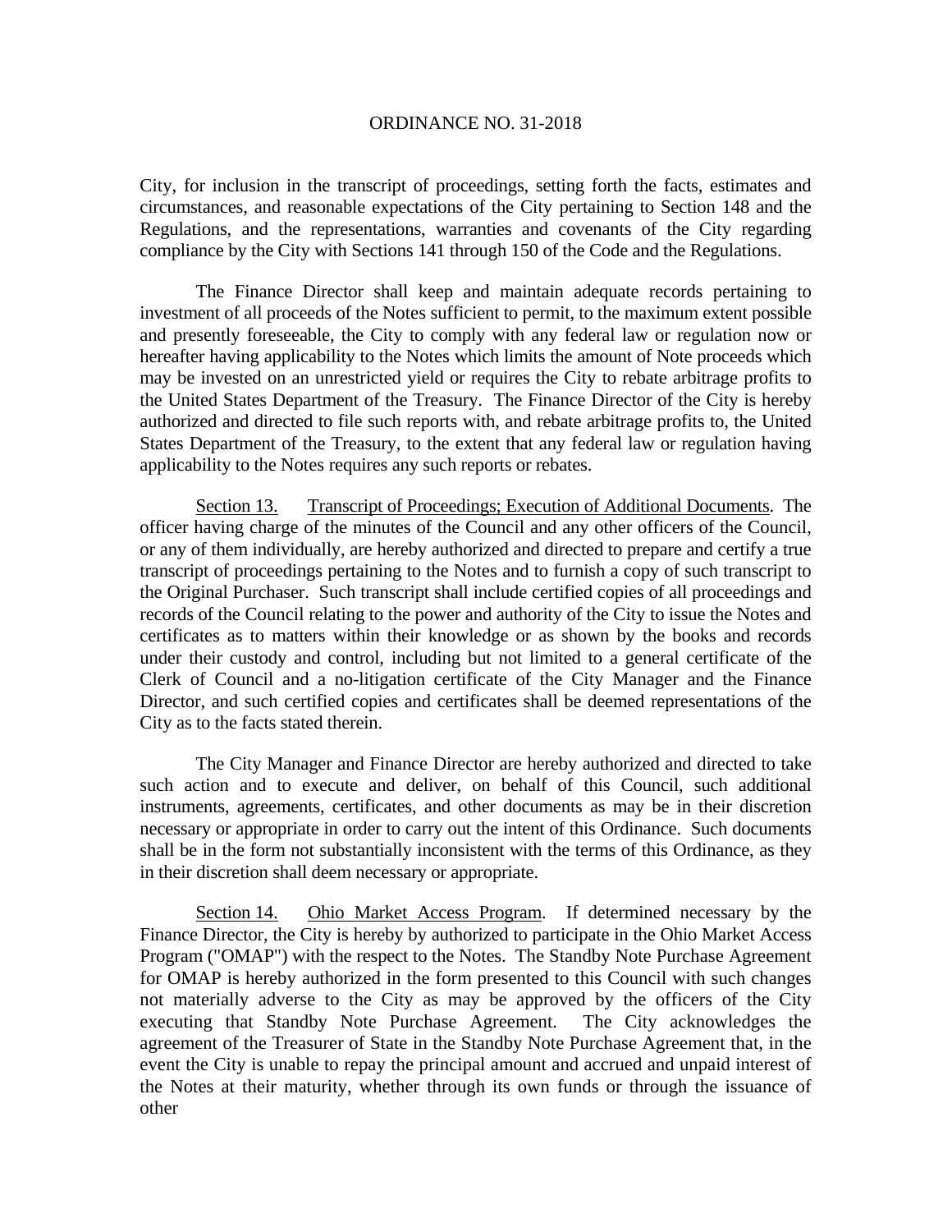City, for inclusion in the transcript of proceedings, setting forth the facts, estimates and circumstances, and reasonable expectations of the City pertaining to Section 148 and the Regulations, and the representations, warranties and covenants of the City regarding compliance by the City with Sections 141 through 150 of the Code and the Regulations.

The Finance Director shall keep and maintain adequate records pertaining to investment of all proceeds of the Notes sufficient to permit, to the maximum extent possible and presently foreseeable, the City to comply with any federal law or regulation now or hereafter having applicability to the Notes which limits the amount of Note proceeds which may be invested on an unrestricted yield or requires the City to rebate arbitrage profits to the United States Department of the Treasury. The Finance Director of the City is hereby authorized and directed to file such reports with, and rebate arbitrage profits to, the United States Department of the Treasury, to the extent that any federal law or regulation having applicability to the Notes requires any such reports or rebates.

Section 13. Transcript of Proceedings; Execution of Additional Documents. The officer having charge of the minutes of the Council and any other officers of the Council, or any of them individually, are hereby authorized and directed to prepare and certify a true transcript of proceedings pertaining to the Notes and to furnish a copy of such transcript to the Original Purchaser. Such transcript shall include certified copies of all proceedings and records of the Council relating to the power and authority of the City to issue the Notes and certificates as to matters within their knowledge or as shown by the books and records under their custody and control, including but not limited to a general certificate of the Clerk of Council and a no-litigation certificate of the City Manager and the Finance Director, and such certified copies and certificates shall be deemed representations of the City as to the facts stated therein.

The City Manager and Finance Director are hereby authorized and directed to take such action and to execute and deliver, on behalf of this Council, such additional instruments, agreements, certificates, and other documents as may be in their discretion necessary or appropriate in order to carry out the intent of this Ordinance. Such documents shall be in the form not substantially inconsistent with the terms of this Ordinance, as they in their discretion shall deem necessary or appropriate.

Section 14. Ohio Market Access Program. If determined necessary by the Finance Director, the City is hereby by authorized to participate in the Ohio Market Access Program ("OMAP") with the respect to the Notes. The Standby Note Purchase Agreement for OMAP is hereby authorized in the form presented to this Council with such changes not materially adverse to the City as may be approved by the officers of the City executing that Standby Note Purchase Agreement. The City acknowledges the agreement of the Treasurer of State in the Standby Note Purchase Agreement that, in the event the City is unable to repay the principal amount and accrued and unpaid interest of the Notes at their maturity, whether through its own funds or through the issuance of other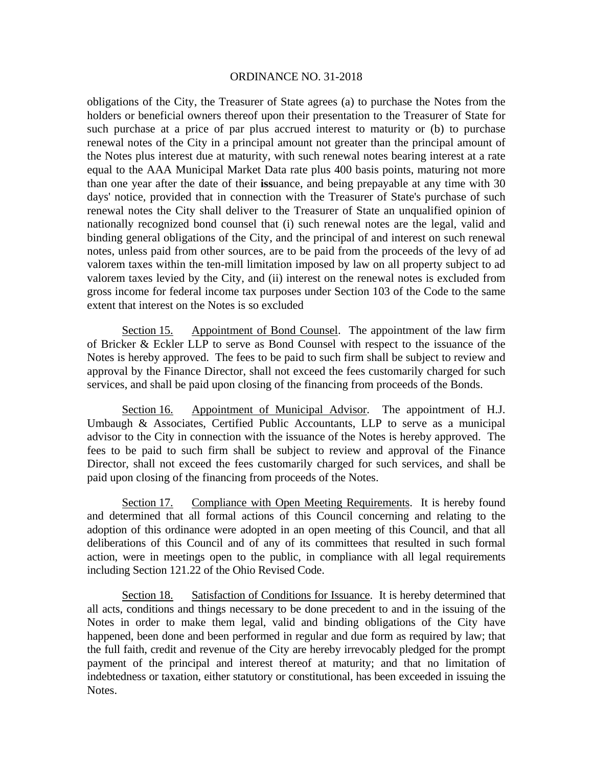obligations of the City, the Treasurer of State agrees (a) to purchase the Notes from the holders or beneficial owners thereof upon their presentation to the Treasurer of State for such purchase at a price of par plus accrued interest to maturity or (b) to purchase renewal notes of the City in a principal amount not greater than the principal amount of the Notes plus interest due at maturity, with such renewal notes bearing interest at a rate equal to the AAA Municipal Market Data rate plus 400 basis points, maturing not more than one year after the date of their issuance, and being prepayable at any time with 30 days' notice, provided that in connection with the Treasurer of State's purchase of such renewal notes the City shall deliver to the Treasurer of State an unqualified opinion of nationally recognized bond counsel that (i) such renewal notes are the legal, valid and binding general obligations of the City, and the principal of and interest on such renewal notes, unless paid from other sources, are to be paid from the proceeds of the levy of ad valorem taxes within the ten-mill limitation imposed by law on all property subject to ad valorem taxes levied by the City, and (ii) interest on the renewal notes is excluded from gross income for federal income tax purposes under Section 103 of the Code to the same extent that interest on the Notes is so excluded

Section 15. Appointment of Bond Counsel. The appointment of the law firm of Bricker & Eckler LLP to serve as Bond Counsel with respect to the issuance of the Notes is hereby approved. The fees to be paid to such firm shall be subject to review and approval by the Finance Director, shall not exceed the fees customarily charged for such services, and shall be paid upon closing of the financing from proceeds of the Bonds.

Section 16. Appointment of Municipal Advisor. The appointment of H.J. Umbaugh & Associates, Certified Public Accountants, LLP to serve as a municipal advisor to the City in connection with the issuance of the Notes is hereby approved. The fees to be paid to such firm shall be subject to review and approval of the Finance Director, shall not exceed the fees customarily charged for such services, and shall be paid upon closing of the financing from proceeds of the Notes.

Section 17. Compliance with Open Meeting Requirements. It is hereby found and determined that all formal actions of this Council concerning and relating to the adoption of this ordinance were adopted in an open meeting of this Council, and that all deliberations of this Council and of any of its committees that resulted in such formal action, were in meetings open to the public, in compliance with all legal requirements including Section 121.22 of the Ohio Revised Code.

Section 18. Satisfaction of Conditions for Issuance. It is hereby determined that all acts, conditions and things necessary to be done precedent to and in the issuing of the Notes in order to make them legal, valid and binding obligations of the City have happened, been done and been performed in regular and due form as required by law; that the full faith, credit and revenue of the City are hereby irrevocably pledged for the prompt payment of the principal and interest thereof at maturity; and that no limitation of indebtedness or taxation, either statutory or constitutional, has been exceeded in issuing the Notes.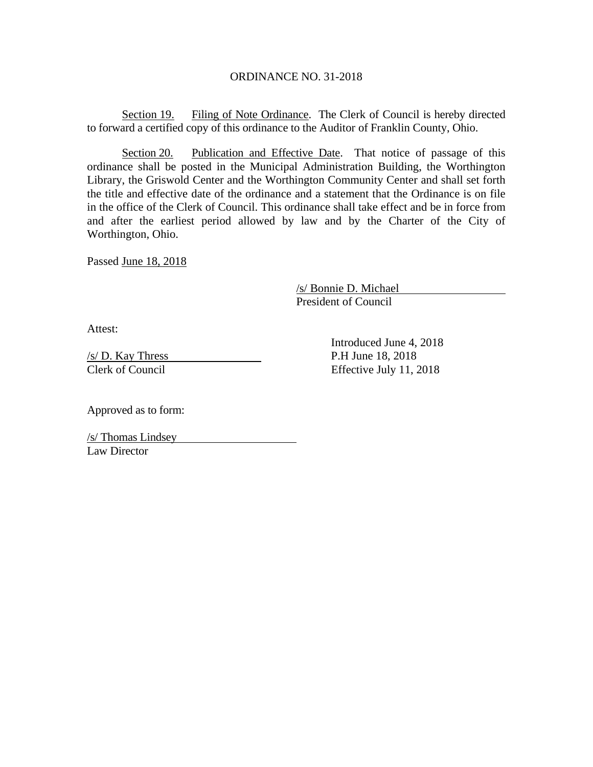ORDINANCE NO. 31-2018

Section 19. Filing of Note Ordinance. The Clerk of Council is hereby directed to forward a certified copy of this ordinance to the Auditor of Franklin County, Ohio.

Section 20. Publication and Effective Date. That notice of passage of this ordinance shall be posted in the Municipal Administration Building, the Worthington Library, the Griswold Center and the Worthington Community Center and shall set forth the title and effective date of the ordinance and a statement that the Ordinance is on file in the office of the Clerk of Council. This ordinance shall take effect and be in force from and after the earliest period allowed by law and by the Charter of the City of Worthington, Ohio.

Passed June 18, 2018

/s/ Bonnie D. Michael
President of Council

Attest:

/s/ D. Kay Thress
Clerk of Council

Introduced June 4, 2018
P.H June 18, 2018
Effective July 11, 2018

Approved as to form:

/s/ Thomas Lindsey
Law Director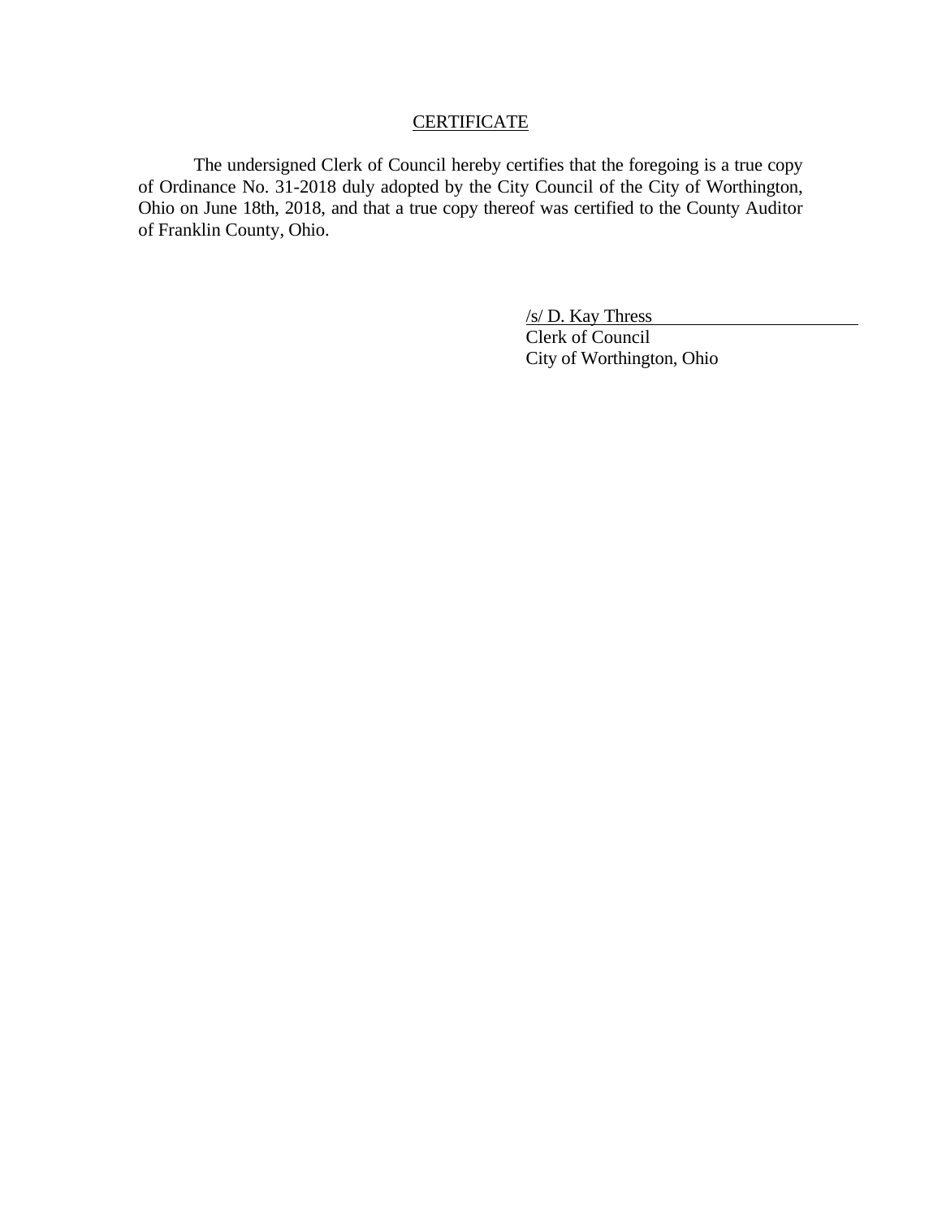## CERTIFICATE

The undersigned Clerk of Council hereby certifies that the foregoing is a true copy of Ordinance No. 31-2018 duly adopted by the City Council of the City of Worthington, Ohio on June 18th, 2018, and that a true copy thereof was certified to the County Auditor of Franklin County, Ohio.

/s/ D. Kay Thress
Clerk of Council
City of Worthington, Ohio